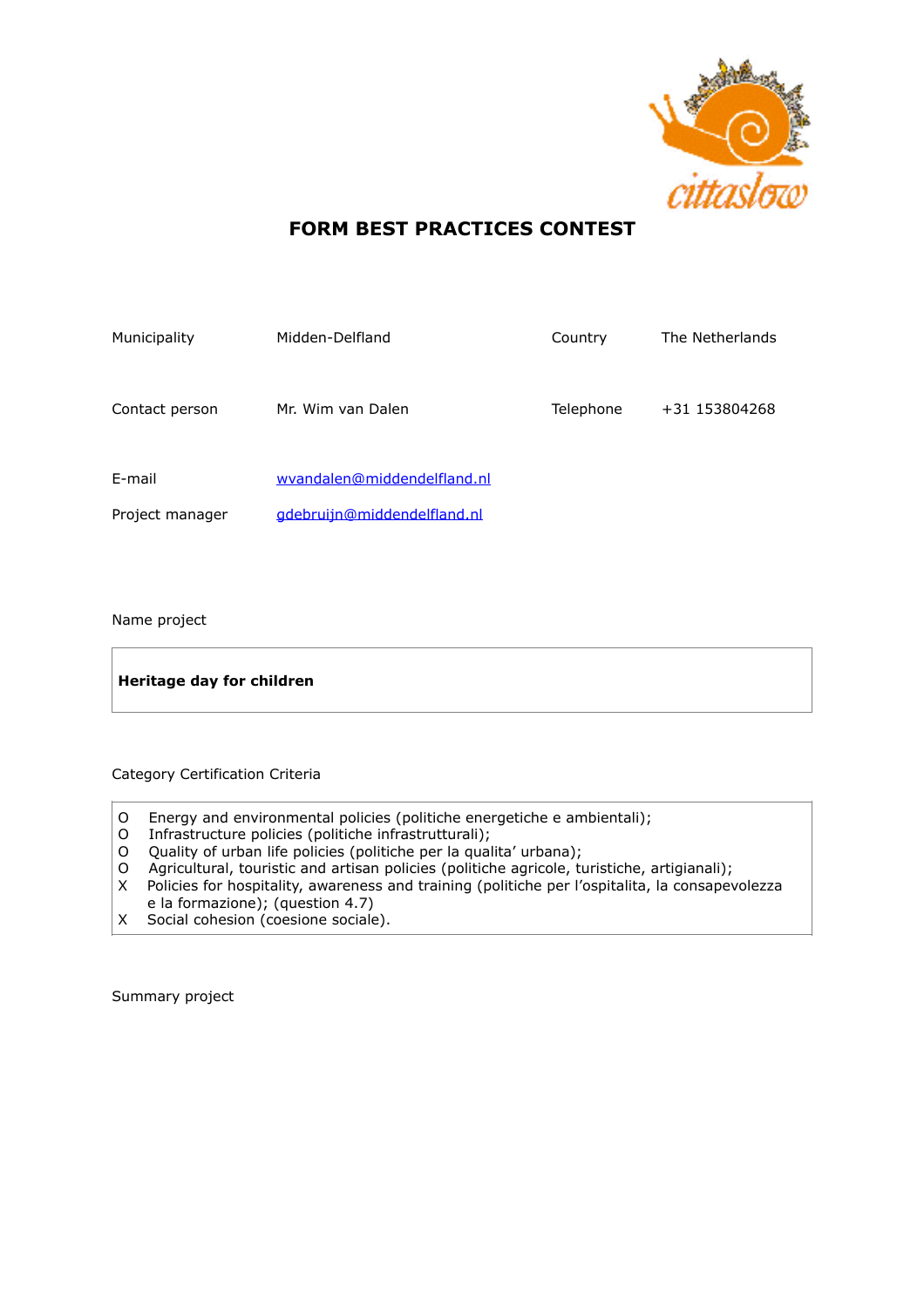# FORM BEST PRACTICES CONTEST

| Municipality | Midden-Delfland | Country | The Netherlands |
|---|---|---|---|
| Contact person | Mr. Wim van Dalen | Telephone | +31 153804268 |
| E-mail | wvandalen@middendelfland.nl | | |
| Project manager | gdebruijn@middendelfland.nl | | |

Name project

**Heritage day for children**

Category Certification Criteria

O Energy and environmental policies (politiche energetiche e ambientali);
O Infrastructure policies (politiche infrastrutturali);
O Quality of urban life policies (politiche per la qualita' urbana);
O Agricultural, touristic and artisan policies (politiche agricole, turistiche, artigianali);
X Policies for hospitality, awareness and training (politiche per l'ospitalita, la consapevolezza e la formazione); (question 4.7)
X Social cohesion (coesione sociale).

Summary project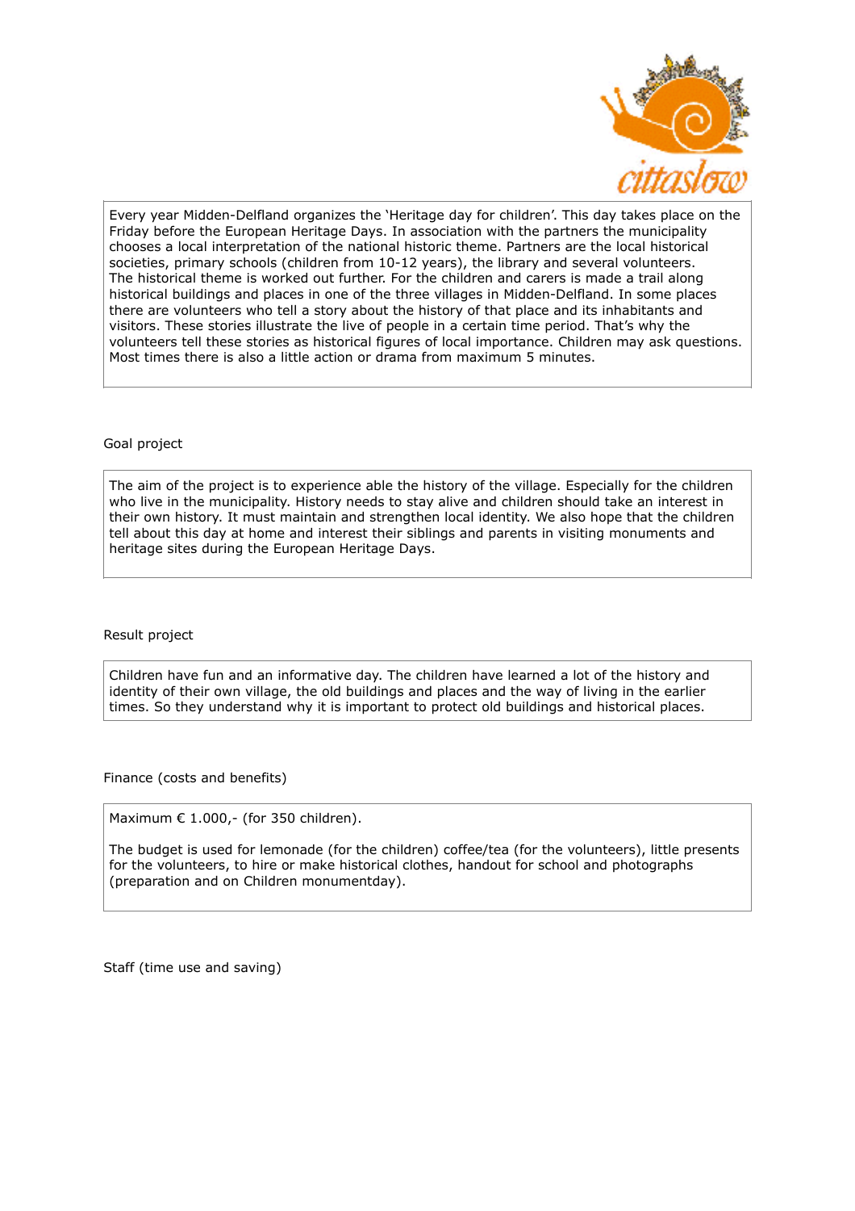Every year Midden-Delfland organizes the 'Heritage day for children'. This day takes place on the Friday before the European Heritage Days. In association with the partners the municipality chooses a local interpretation of the national historic theme. Partners are the local historical societies, primary schools (children from 10-12 years), the library and several volunteers. The historical theme is worked out further. For the children and carers is made a trail along historical buildings and places in one of the three villages in Midden-Delfland. In some places there are volunteers who tell a story about the history of that place and its inhabitants and visitors. These stories illustrate the live of people in a certain time period. That's why the volunteers tell these stories as historical figures of local importance. Children may ask questions. Most times there is also a little action or drama from maximum 5 minutes.

Goal project

The aim of the project is to experience able the history of the village. Especially for the children who live in the municipality. History needs to stay alive and children should take an interest in their own history. It must maintain and strengthen local identity. We also hope that the children tell about this day at home and interest their siblings and parents in visiting monuments and heritage sites during the European Heritage Days.

Result project

Children have fun and an informative day. The children have learned a lot of the history and identity of their own village, the old buildings and places and the way of living in the earlier times. So they understand why it is important to protect old buildings and historical places.

Finance (costs and benefits)

Maximum € 1.000,- (for 350 children).

The budget is used for lemonade (for the children) coffee/tea (for the volunteers), little presents for the volunteers, to hire or make historical clothes, handout for school and photographs (preparation and on Children monumentday).

Staff (time use and saving)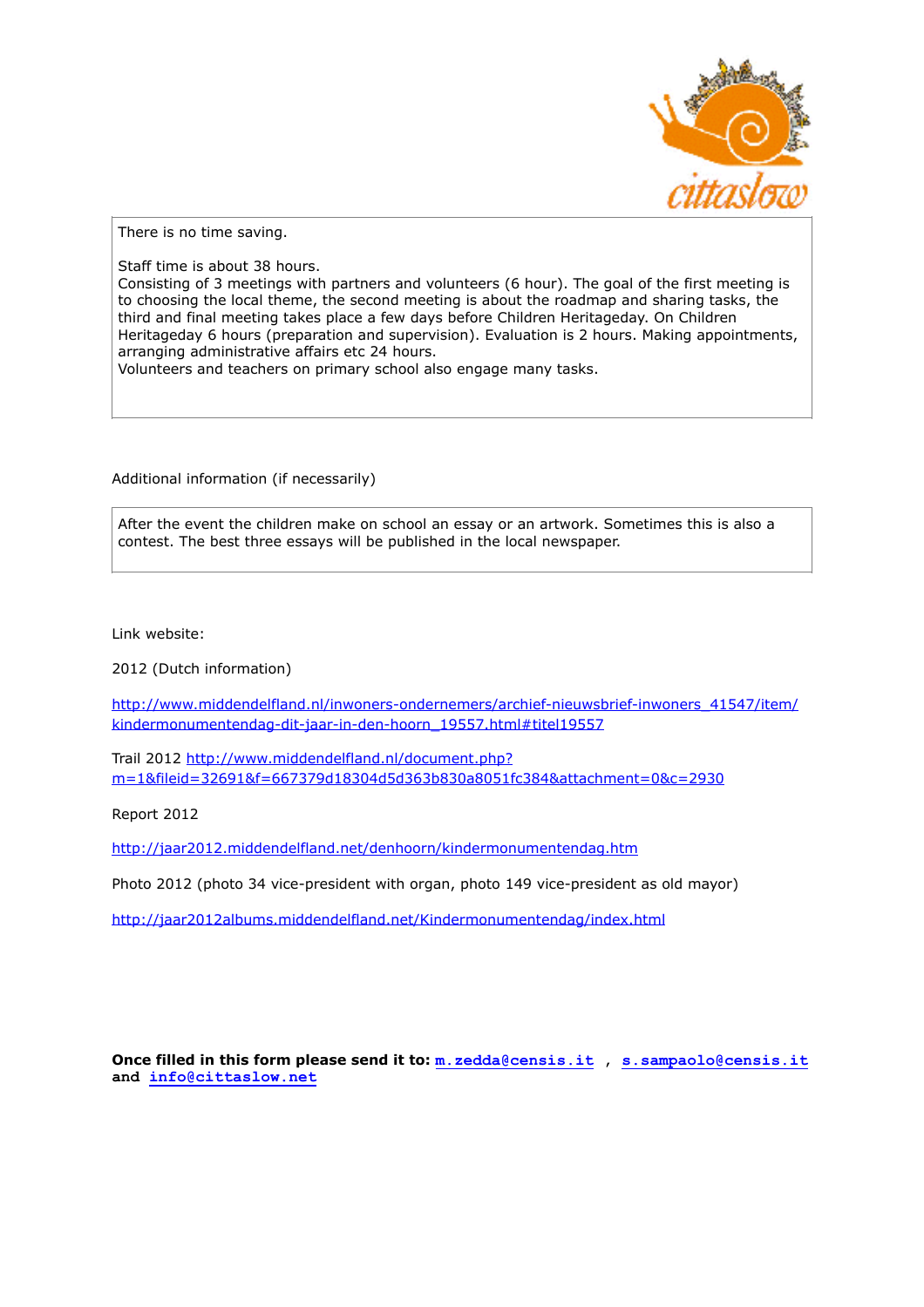There is no time saving.

Staff time is about 38 hours.
Consisting of 3 meetings with partners and volunteers (6 hour). The goal of the first meeting is to choosing the local theme, the second meeting is about the roadmap and sharing tasks, the third and final meeting takes place a few days before Children Heritageday. On Children Heritageday 6 hours (preparation and supervision). Evaluation is 2 hours. Making appointments, arranging administrative affairs etc 24 hours.
Volunteers and teachers on primary school also engage many tasks.

Additional information (if necessarily)

After the event the children make on school an essay or an artwork. Sometimes this is also a contest. The best three essays will be published in the local newspaper.

Link website:

2012 (Dutch information)

http://www.middendelfland.nl/inwoners-ondernemers/archief-nieuwsbrief-inwoners_41547/item/kindermonumentendag-dit-jaar-in-den-hoorn_19557.html#titel19557

Trail 2012 http://www.middendelfland.nl/document.php?m=1&fileid=32691&f=667379d18304d5d363b830a8051fc384&attachment=0&c=2930

Report 2012

http://jaar2012.middendelfland.net/denhoorn/kindermonumentendag.htm

Photo 2012 (photo 34 vice-president with organ, photo 149 vice-president as old mayor)

http://jaar2012albums.middendelfland.net/Kindermonumentendag/index.html

**Once filled in this form please send it to: m.zedda@censis.it , s.sampaolo@censis.it and info@cittaslow.net**